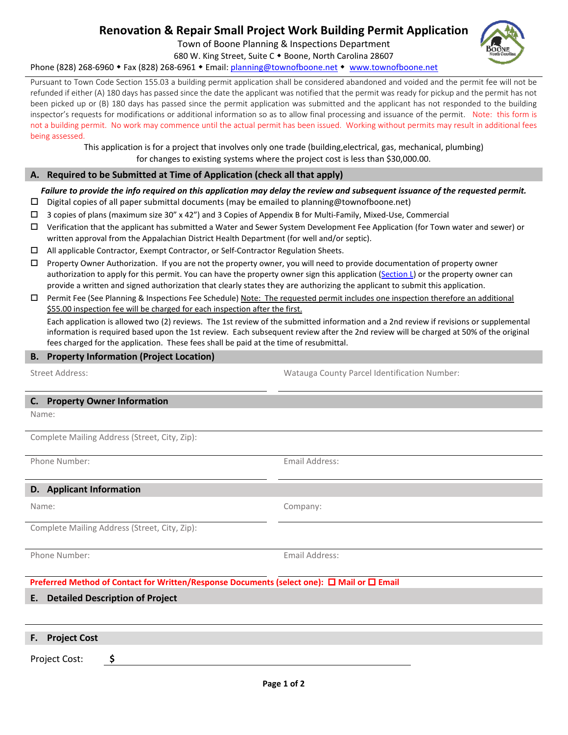# Renovation & Repair Small Project Work Building Permit Application

Town of Boone Planning & Inspections Department
680 W. King Street, Suite C ◆ Boone, North Carolina 28607
Phone (828) 268-6960 ◆ Fax (828) 268-6961 ◆ Email: planning@townofboone.net ◆ www.townofboone.net

Pursuant to Town Code Section 155.03 a building permit application shall be considered abandoned and voided and the permit fee will not be refunded if either (A) 180 days has passed since the date the applicant was notified that the permit was ready for pickup and the permit has not been picked up or (B) 180 days has passed since the permit application was submitted and the applicant has not responded to the building inspector's requests for modifications or additional information so as to allow final processing and issuance of the permit. Note: this form is not a building permit. No work may commence until the actual permit has been issued. Working without permits may result in additional fees being assessed.

This application is for a project that involves only one trade (building,electrical, gas, mechanical, plumbing) for changes to existing systems where the project cost is less than $30,000.00.

## A. Required to be Submitted at Time of Application (check all that apply)

***Failure to provide the info required on this application may delay the review and subsequent issuance of the requested permit.***

- ☐ Digital copies of all paper submittal documents (may be emailed to planning@townofboone.net)
- ☐ 3 copies of plans (maximum size 30" x 42") and 3 Copies of Appendix B for Multi-Family, Mixed-Use, Commercial
- ☐ Verification that the applicant has submitted a Water and Sewer System Development Fee Application (for Town water and sewer) or written approval from the Appalachian District Health Department (for well and/or septic).
- ☐ All applicable Contractor, Exempt Contractor, or Self-Contractor Regulation Sheets.
- ☐ Property Owner Authorization. If you are not the property owner, you will need to provide documentation of property owner authorization to apply for this permit. You can have the property owner sign this application (Section L) or the property owner can provide a written and signed authorization that clearly states they are authorizing the applicant to submit this application.
- ☐ Permit Fee (See Planning & Inspections Fee Schedule) Note: The requested permit includes one inspection therefore an additional $55.00 inspection fee will be charged for each inspection after the first.

  Each application is allowed two (2) reviews. The 1st review of the submitted information and a 2nd review if revisions or supplemental information is required based upon the 1st review. Each subsequent review after the 2nd review will be charged at 50% of the original fees charged for the application. These fees shall be paid at the time of resubmittal.

## B. Property Information (Project Location)

Street Address: ______________________ Watauga County Parcel Identification Number: ______________________

## C. Property Owner Information

Name: ______________________

Complete Mailing Address (Street, City, Zip): ______________________

Phone Number: ______________________ Email Address: ______________________

## D. Applicant Information

Name: ______________________ Company: ______________________

Complete Mailing Address (Street, City, Zip): ______________________

Phone Number: ______________________ Email Address: ______________________

**Preferred Method of Contact for Written/Response Documents (select one): ☐ Mail or ☐ Email**

## E. Detailed Description of Project

______________________

## F. Project Cost

Project Cost: **$** ______________________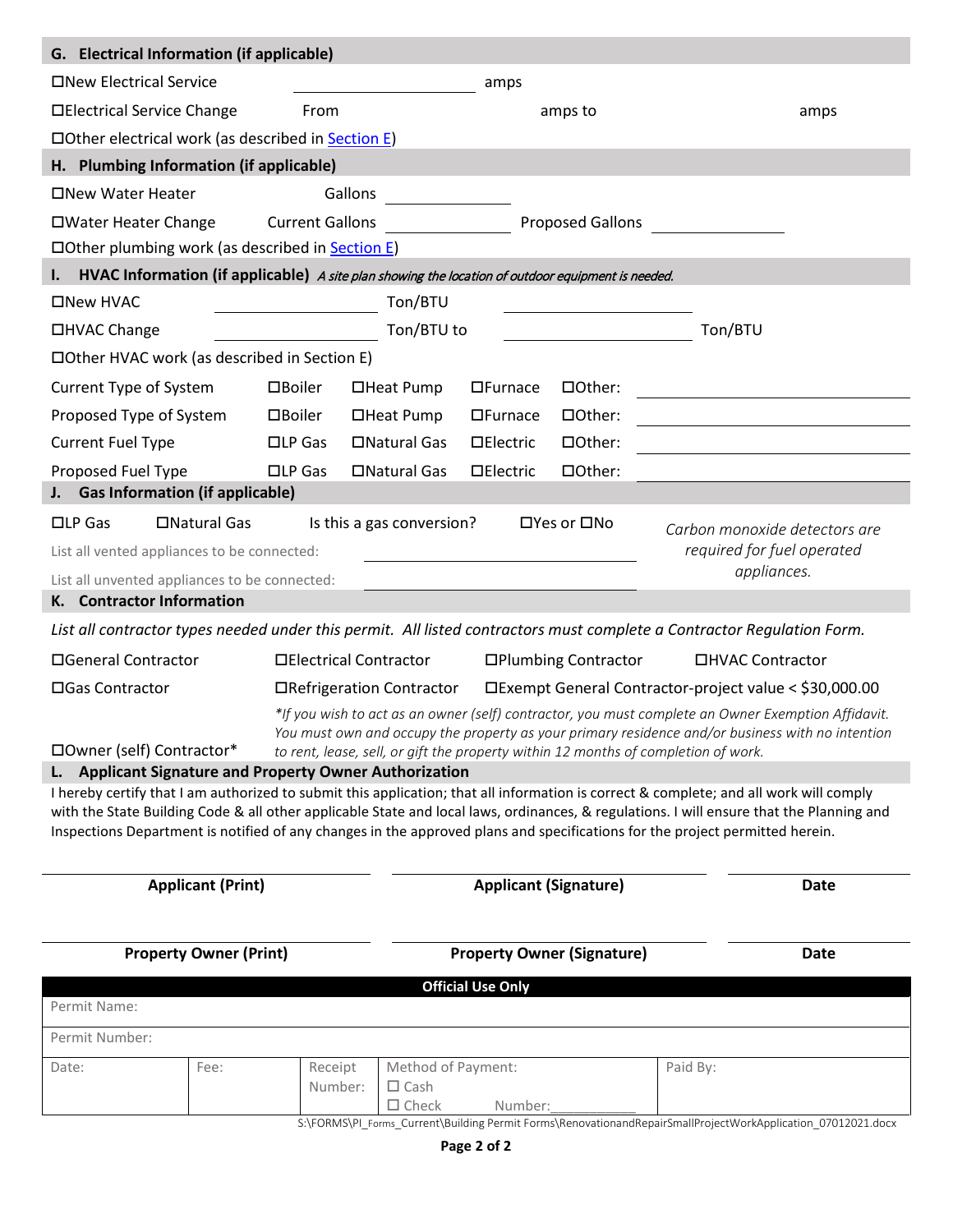## G. Electrical Information (if applicable)

☐New Electrical Service ____________________ amps

☐Electrical Service Change From ____________ amps to ____________ amps

☐Other electrical work (as described in Section E)

## H. Plumbing Information (if applicable)

☐New Water Heater Gallons ______________

☐Water Heater Change Current Gallons ______________ Proposed Gallons ______________

☐Other plumbing work (as described in Section E)

## I. HVAC Information (if applicable) *A site plan showing the location of outdoor equipment is needed.*

☐New HVAC ____________________ Ton/BTU ____________________

☐HVAC Change ____________________ Ton/BTU to ____________________ Ton/BTU

☐Other HVAC work (as described in Section E)

| | | | | | |
|---|---|---|---|---|---|
| Current Type of System | ☐Boiler | ☐Heat Pump | ☐Furnace | ☐Other: | |
| Proposed Type of System | ☐Boiler | ☐Heat Pump | ☐Furnace | ☐Other: | |
| Current Fuel Type | ☐LP Gas | ☐Natural Gas | ☐Electric | ☐Other: | |
| Proposed Fuel Type | ☐LP Gas | ☐Natural Gas | ☐Electric | ☐Other: | |

## J. Gas Information (if applicable)

☐LP Gas ☐Natural Gas Is this a gas conversion? ☐Yes or ☐No

List all vented appliances to be connected: ____________________

List all unvented appliances to be connected: ____________________

*Carbon monoxide detectors are required for fuel operated appliances.*

## K. Contractor Information

*List all contractor types needed under this permit. All listed contractors must complete a Contractor Regulation Form.*

☐General Contractor ☐Electrical Contractor ☐Plumbing Contractor ☐HVAC Contractor

☐Gas Contractor ☐Refrigeration Contractor ☐Exempt General Contractor-project value < $30,000.00

☐Owner (self) Contractor*

*\*If you wish to act as an owner (self) contractor, you must complete an Owner Exemption Affidavit. You must own and occupy the property as your primary residence and/or business with no intention to rent, lease, sell, or gift the property within 12 months of completion of work.*

## L. Applicant Signature and Property Owner Authorization

I hereby certify that I am authorized to submit this application; that all information is correct & complete; and all work will comply with the State Building Code & all other applicable State and local laws, ordinances, & regulations. I will ensure that the Planning and Inspections Department is notified of any changes in the approved plans and specifications for the project permitted herein.

| | | |
|---|---|---|
| **Applicant (Print)** | **Applicant (Signature)** | **Date** |
| **Property Owner (Print)** | **Property Owner (Signature)** | **Date** |

**Official Use Only**

| | | | | |
|---|---|---|---|---|
| Permit Name: | | | | |
| Permit Number: | | | | |
| Date: | Fee: | Receipt Number: | Method of Payment: ☐ Cash ☐ Check Number:__________ | Paid By: |

S:\FORMS\PI_Forms_Current\Building Permit Forms\RenovationandRepairSmallProjectWorkApplication_07012021.docx